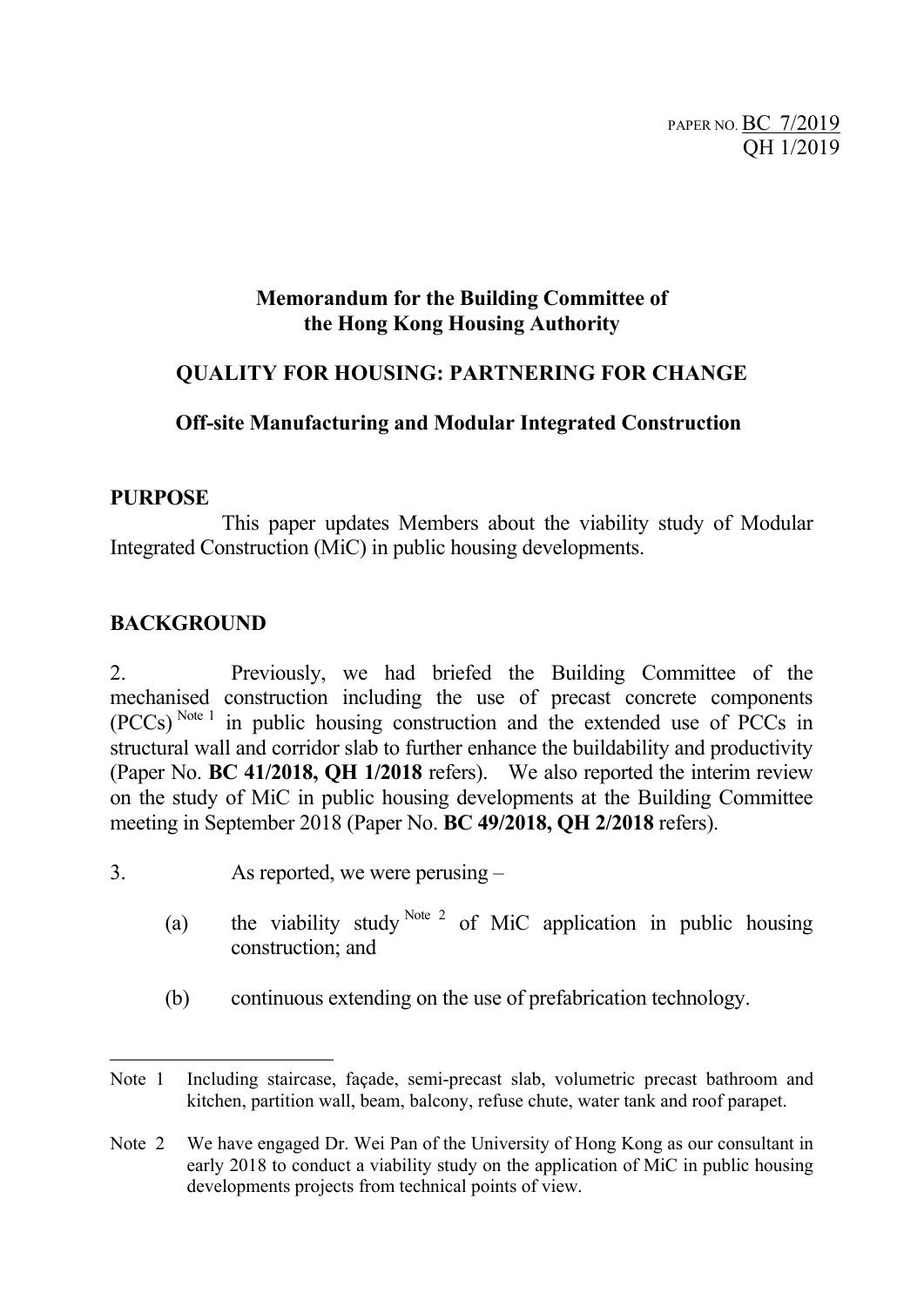PAPER NO. BC 7/2019
QH 1/2019

**Memorandum for the Building Committee of the Hong Kong Housing Authority**

**QUALITY FOR HOUSING: PARTNERING FOR CHANGE**

**Off-site Manufacturing and Modular Integrated Construction**

## PURPOSE

This paper updates Members about the viability study of Modular Integrated Construction (MiC) in public housing developments.

## BACKGROUND

2. Previously, we had briefed the Building Committee of the mechanised construction including the use of precast concrete components (PCCs) [Note 1] in public housing construction and the extended use of PCCs in structural wall and corridor slab to further enhance the buildability and productivity (Paper No. **BC 41/2018, QH 1/2018** refers). We also reported the interim review on the study of MiC in public housing developments at the Building Committee meeting in September 2018 (Paper No. **BC 49/2018, QH 2/2018** refers).

3. As reported, we were perusing –

(a) the viability study [Note 2] of MiC application in public housing construction; and

(b) continuous extending on the use of prefabrication technology.

---

Note 1 Including staircase, façade, semi-precast slab, volumetric precast bathroom and kitchen, partition wall, beam, balcony, refuse chute, water tank and roof parapet.

Note 2 We have engaged Dr. Wei Pan of the University of Hong Kong as our consultant in early 2018 to conduct a viability study on the application of MiC in public housing developments projects from technical points of view.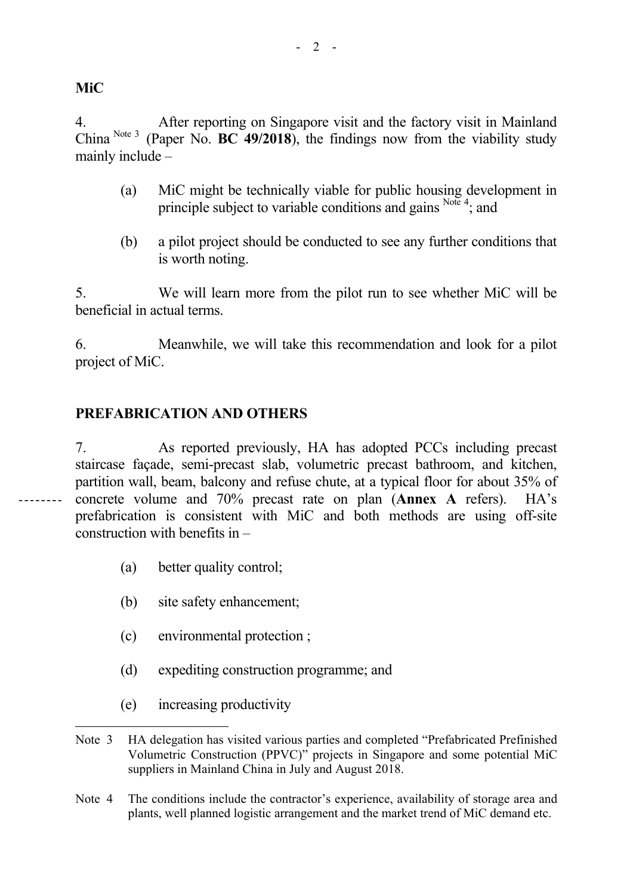**MiC**

4. After reporting on Singapore visit and the factory visit in Mainland China [Note 3] (Paper No. **BC 49/2018**), the findings now from the viability study mainly include –

(a) MiC might be technically viable for public housing development in principle subject to variable conditions and gains [Note 4]; and

(b) a pilot project should be conducted to see any further conditions that is worth noting.

5. We will learn more from the pilot run to see whether MiC will be beneficial in actual terms.

6. Meanwhile, we will take this recommendation and look for a pilot project of MiC.

**PREFABRICATION AND OTHERS**

7. As reported previously, HA has adopted PCCs including precast staircase façade, semi-precast slab, volumetric precast bathroom, and kitchen, partition wall, beam, balcony and refuse chute, at a typical floor for about 35% of concrete volume and 70% precast rate on plan (**Annex A** refers). HA's prefabrication is consistent with MiC and both methods are using off-site construction with benefits in –

(a) better quality control;

(b) site safety enhancement;

(c) environmental protection ;

(d) expediting construction programme; and

(e) increasing productivity

---

Note 3 HA delegation has visited various parties and completed "Prefabricated Prefinished Volumetric Construction (PPVC)" projects in Singapore and some potential MiC suppliers in Mainland China in July and August 2018.

Note 4 The conditions include the contractor's experience, availability of storage area and plants, well planned logistic arrangement and the market trend of MiC demand etc.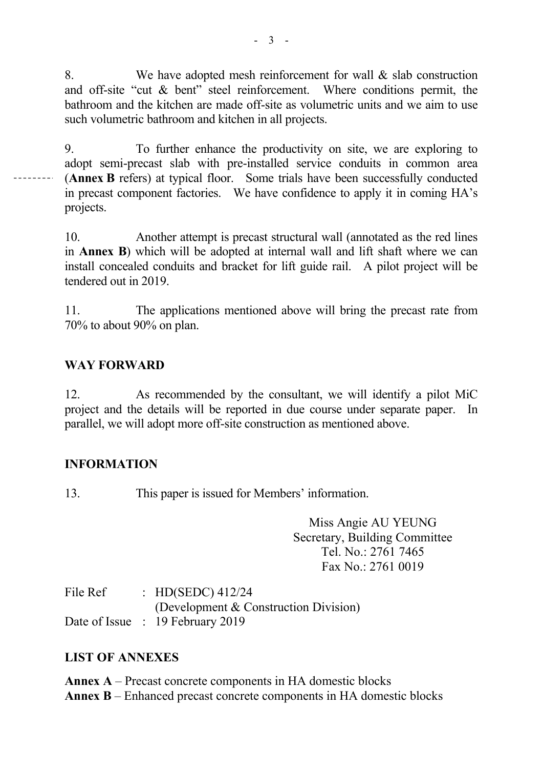8. We have adopted mesh reinforcement for wall & slab construction and off-site "cut & bent" steel reinforcement. Where conditions permit, the bathroom and the kitchen are made off-site as volumetric units and we aim to use such volumetric bathroom and kitchen in all projects.

9. To further enhance the productivity on site, we are exploring to adopt semi-precast slab with pre-installed service conduits in common area (**Annex B** refers) at typical floor. Some trials have been successfully conducted in precast component factories. We have confidence to apply it in coming HA's projects.

10. Another attempt is precast structural wall (annotated as the red lines in **Annex B**) which will be adopted at internal wall and lift shaft where we can install concealed conduits and bracket for lift guide rail. A pilot project will be tendered out in 2019.

11. The applications mentioned above will bring the precast rate from 70% to about 90% on plan.

## WAY FORWARD

12. As recommended by the consultant, we will identify a pilot MiC project and the details will be reported in due course under separate paper. In parallel, we will adopt more off-site construction as mentioned above.

## INFORMATION

13. This paper is issued for Members' information.

Miss Angie AU YEUNG
Secretary, Building Committee
Tel. No.: 2761 7465
Fax No.: 2761 0019

File Ref : HD(SEDC) 412/24
(Development & Construction Division)
Date of Issue : 19 February 2019

## LIST OF ANNEXES

**Annex A** – Precast concrete components in HA domestic blocks
**Annex B** – Enhanced precast concrete components in HA domestic blocks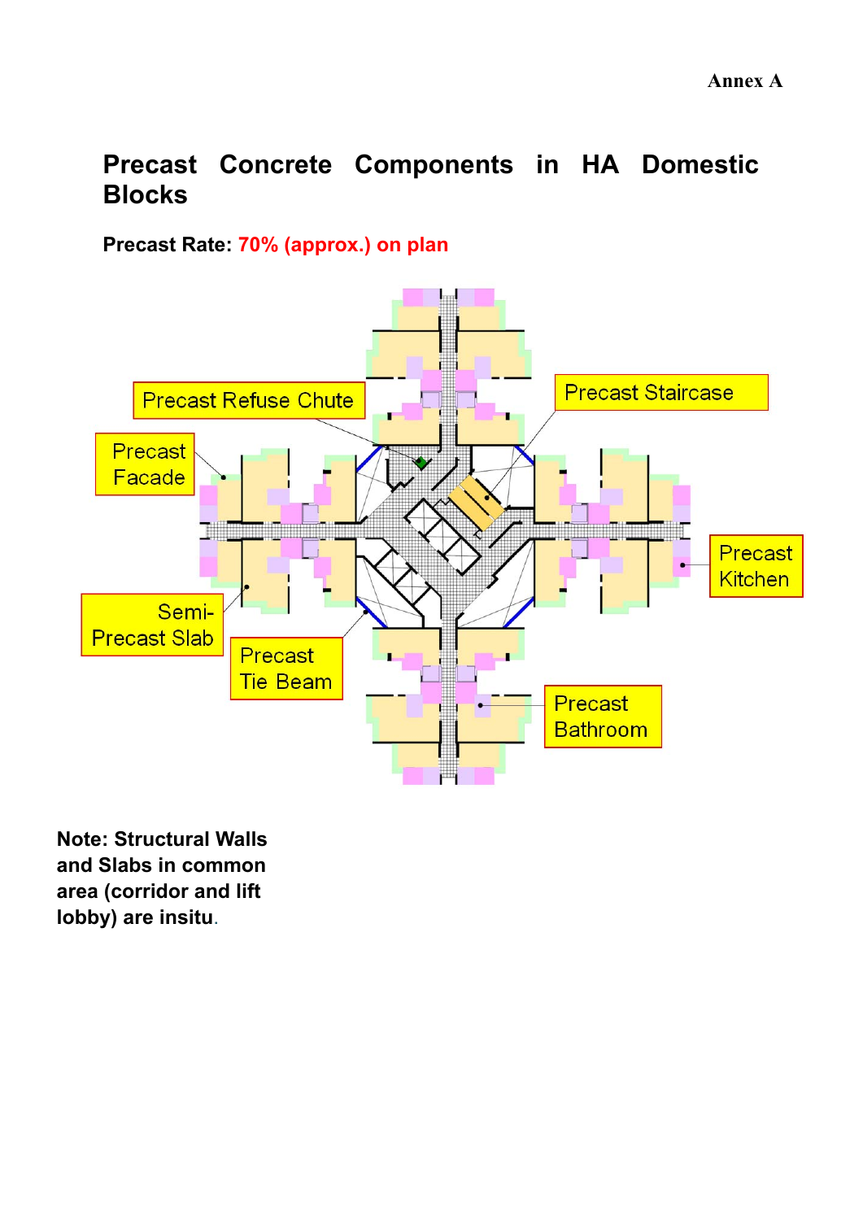Annex A

# Precast Concrete Components in HA Domestic Blocks

**Precast Rate: 70% (approx.) on plan**

Precast Refuse Chute

Precast Staircase

Precast Facade

Precast Kitchen

Semi-Precast Slab

Precast Tie Beam

Precast Bathroom

**Note: Structural Walls and Slabs in common area (corridor and lift lobby) are insitu.**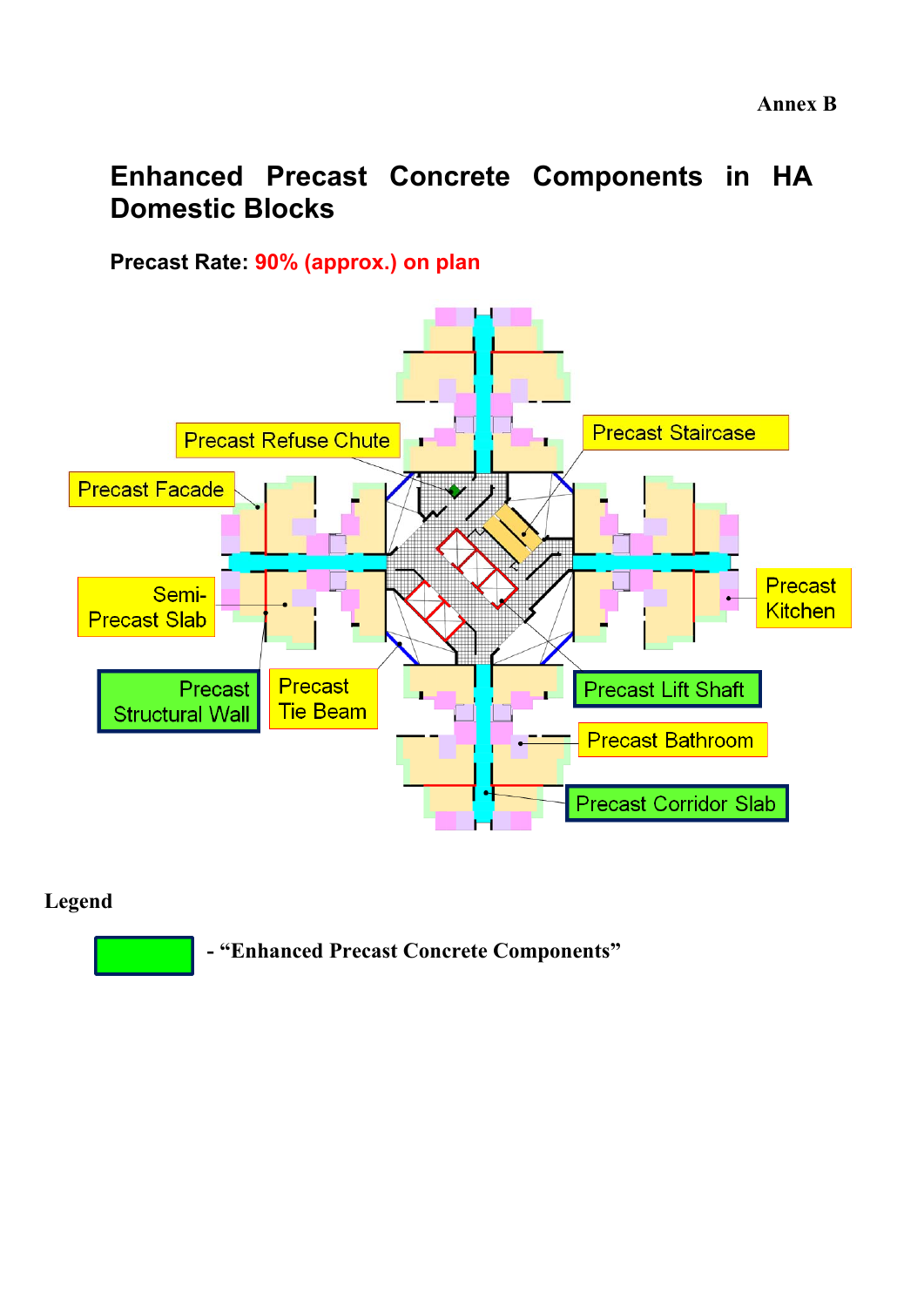Annex B

# Enhanced Precast Concrete Components in HA Domestic Blocks

**Precast Rate: 90% (approx.) on plan**

Precast Refuse Chute

Precast Staircase

Precast Facade

Semi-Precast Slab

Precast Kitchen

Precast Structural Wall

Precast Tie Beam

Precast Lift Shaft

Precast Bathroom

Precast Corridor Slab

**Legend**

- "Enhanced Precast Concrete Components"